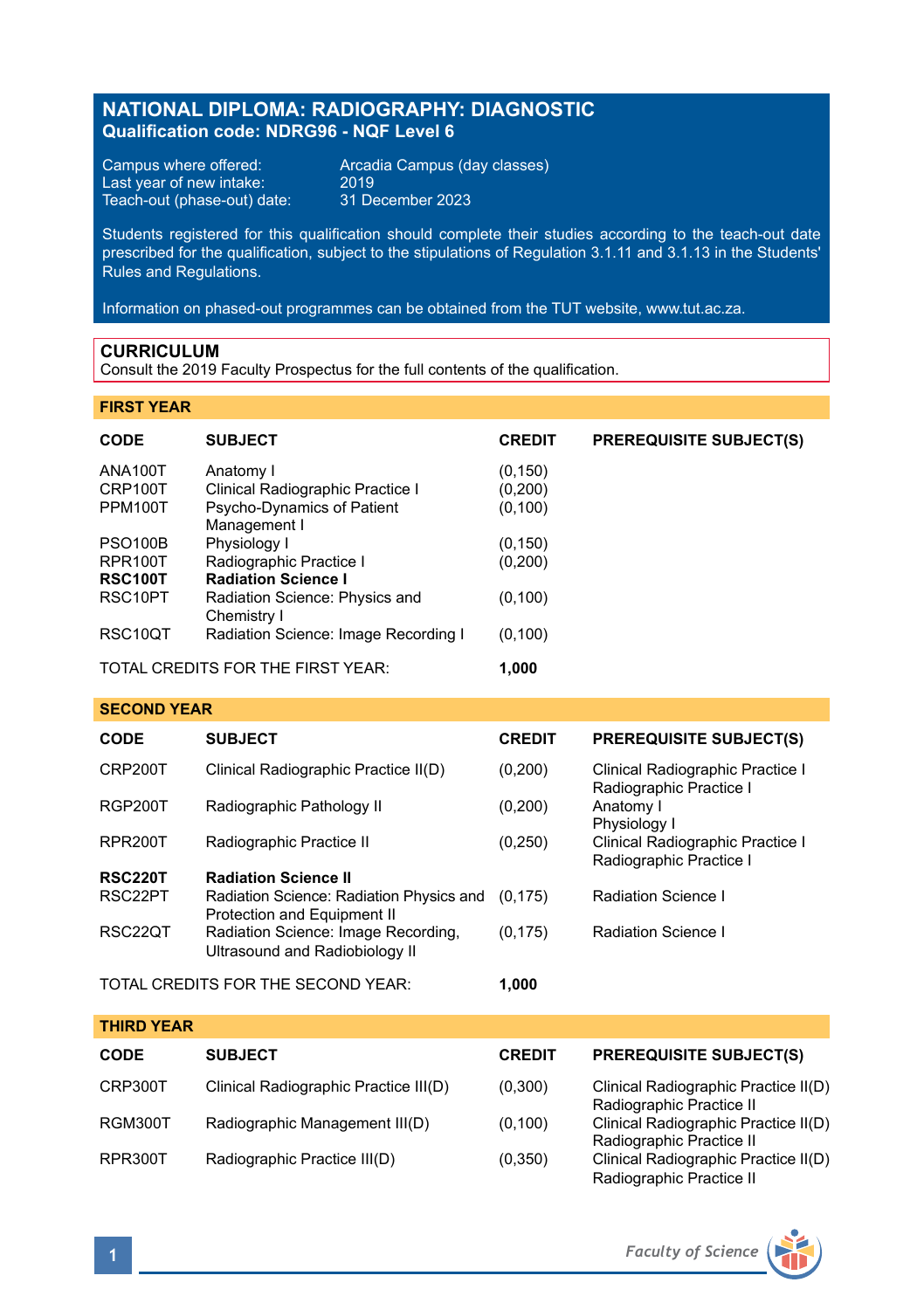# NATIONAL DIPLOMA: RADIOGRAPHY: DIAGNOSTIC

**Qualification code: NDRG96 - NQF Level 6**

Campus where offered: Arcadia Campus (day classes)
Last year of new intake: 2019
Teach-out (phase-out) date: 31 December 2023

Students registered for this qualification should complete their studies according to the teach-out date prescribed for the qualification, subject to the stipulations of Regulation 3.1.11 and 3.1.13 in the Students' Rules and Regulations.

Information on phased-out programmes can be obtained from the TUT website, www.tut.ac.za.

## CURRICULUM

Consult the 2019 Faculty Prospectus for the full contents of the qualification.

### FIRST YEAR

| CODE | SUBJECT | CREDIT | PREREQUISITE SUBJECT(S) |
|---|---|---|---|
| ANA100T | Anatomy I | (0,150) | |
| CRP100T | Clinical Radiographic Practice I | (0,200) | |
| PPM100T | Psycho-Dynamics of Patient Management I | (0,100) | |
| PSO100B | Physiology I | (0,150) | |
| RPR100T | Radiographic Practice I | (0,200) | |
| **RSC100T** | **Radiation Science I** | | |
| RSC10PT | Radiation Science: Physics and Chemistry I | (0,100) | |
| RSC10QT | Radiation Science: Image Recording I | (0,100) | |
| TOTAL CREDITS FOR THE FIRST YEAR: | | **1,000** | |

### SECOND YEAR

| CODE | SUBJECT | CREDIT | PREREQUISITE SUBJECT(S) |
|---|---|---|---|
| CRP200T | Clinical Radiographic Practice II(D) | (0,200) | Clinical Radiographic Practice I<br>Radiographic Practice I |
| RGP200T | Radiographic Pathology II | (0,200) | Anatomy I<br>Physiology I |
| RPR200T | Radiographic Practice II | (0,250) | Clinical Radiographic Practice I<br>Radiographic Practice I |
| **RSC220T** | **Radiation Science II** | | |
| RSC22PT | Radiation Science: Radiation Physics and Protection and Equipment II | (0,175) | Radiation Science I |
| RSC22QT | Radiation Science: Image Recording, Ultrasound and Radiobiology II | (0,175) | Radiation Science I |
| TOTAL CREDITS FOR THE SECOND YEAR: | | **1,000** | |

### THIRD YEAR

| CODE | SUBJECT | CREDIT | PREREQUISITE SUBJECT(S) |
|---|---|---|---|
| CRP300T | Clinical Radiographic Practice III(D) | (0,300) | Clinical Radiographic Practice II(D)<br>Radiographic Practice II |
| RGM300T | Radiographic Management III(D) | (0,100) | Clinical Radiographic Practice II(D)<br>Radiographic Practice II |
| RPR300T | Radiographic Practice III(D) | (0,350) | Clinical Radiographic Practice II(D)<br>Radiographic Practice II |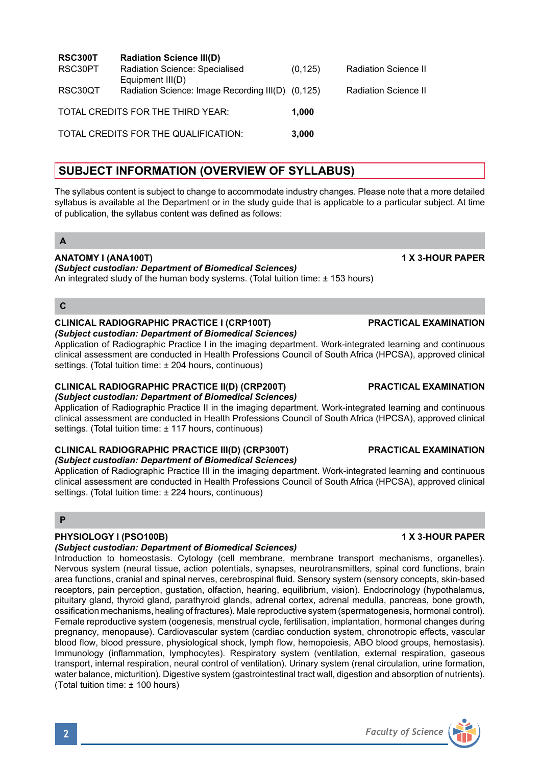| | | | |
|---|---|---|---|
| **RSC300T** | **Radiation Science III(D)** | | |
| RSC30PT | Radiation Science: Specialised Equipment III(D) | (0,125) | Radiation Science II |
| RSC30QT | Radiation Science: Image Recording III(D) | (0,125) | Radiation Science II |

TOTAL CREDITS FOR THE THIRD YEAR: **1,000**

TOTAL CREDITS FOR THE QUALIFICATION: **3,000**

## SUBJECT INFORMATION (OVERVIEW OF SYLLABUS)

The syllabus content is subject to change to accommodate industry changes. Please note that a more detailed syllabus is available at the Department or in the study guide that is applicable to a particular subject. At time of publication, the syllabus content was defined as follows:

### A

**ANATOMY I (ANA100T)** — **1 X 3-HOUR PAPER**
***(Subject custodian: Department of Biomedical Sciences)***
An integrated study of the human body systems. (Total tuition time: ± 153 hours)

### C

**CLINICAL RADIOGRAPHIC PRACTICE I (CRP100T)** — **PRACTICAL EXAMINATION**
***(Subject custodian: Department of Biomedical Sciences)***
Application of Radiographic Practice I in the imaging department. Work-integrated learning and continuous clinical assessment are conducted in Health Professions Council of South Africa (HPCSA), approved clinical settings. (Total tuition time: ± 204 hours, continuous)

**CLINICAL RADIOGRAPHIC PRACTICE II(D) (CRP200T)** — **PRACTICAL EXAMINATION**
***(Subject custodian: Department of Biomedical Sciences)***
Application of Radiographic Practice II in the imaging department. Work-integrated learning and continuous clinical assessment are conducted in Health Professions Council of South Africa (HPCSA), approved clinical settings. (Total tuition time: ± 117 hours, continuous)

**CLINICAL RADIOGRAPHIC PRACTICE III(D) (CRP300T)** — **PRACTICAL EXAMINATION**
***(Subject custodian: Department of Biomedical Sciences)***
Application of Radiographic Practice III in the imaging department. Work-integrated learning and continuous clinical assessment are conducted in Health Professions Council of South Africa (HPCSA), approved clinical settings. (Total tuition time: ± 224 hours, continuous)

### P

**PHYSIOLOGY I (PSO100B)** — **1 X 3-HOUR PAPER**
***(Subject custodian: Department of Biomedical Sciences)***
Introduction to homeostasis. Cytology (cell membrane, membrane transport mechanisms, organelles). Nervous system (neural tissue, action potentials, synapses, neurotransmitters, spinal cord functions, brain area functions, cranial and spinal nerves, cerebrospinal fluid. Sensory system (sensory concepts, skin-based receptors, pain perception, gustation, olfaction, hearing, equilibrium, vision). Endocrinology (hypothalamus, pituitary gland, thyroid gland, parathyroid glands, adrenal cortex, adrenal medulla, pancreas, bone growth, ossification mechanisms, healing of fractures). Male reproductive system (spermatogenesis, hormonal control). Female reproductive system (oogenesis, menstrual cycle, fertilisation, implantation, hormonal changes during pregnancy, menopause). Cardiovascular system (cardiac conduction system, chronotropic effects, vascular blood flow, blood pressure, physiological shock, lymph flow, hemopoiesis, ABO blood groups, hemostasis). Immunology (inflammation, lymphocytes). Respiratory system (ventilation, external respiration, gaseous transport, internal respiration, neural control of ventilation). Urinary system (renal circulation, urine formation, water balance, micturition). Digestive system (gastrointestinal tract wall, digestion and absorption of nutrients). (Total tuition time: ± 100 hours)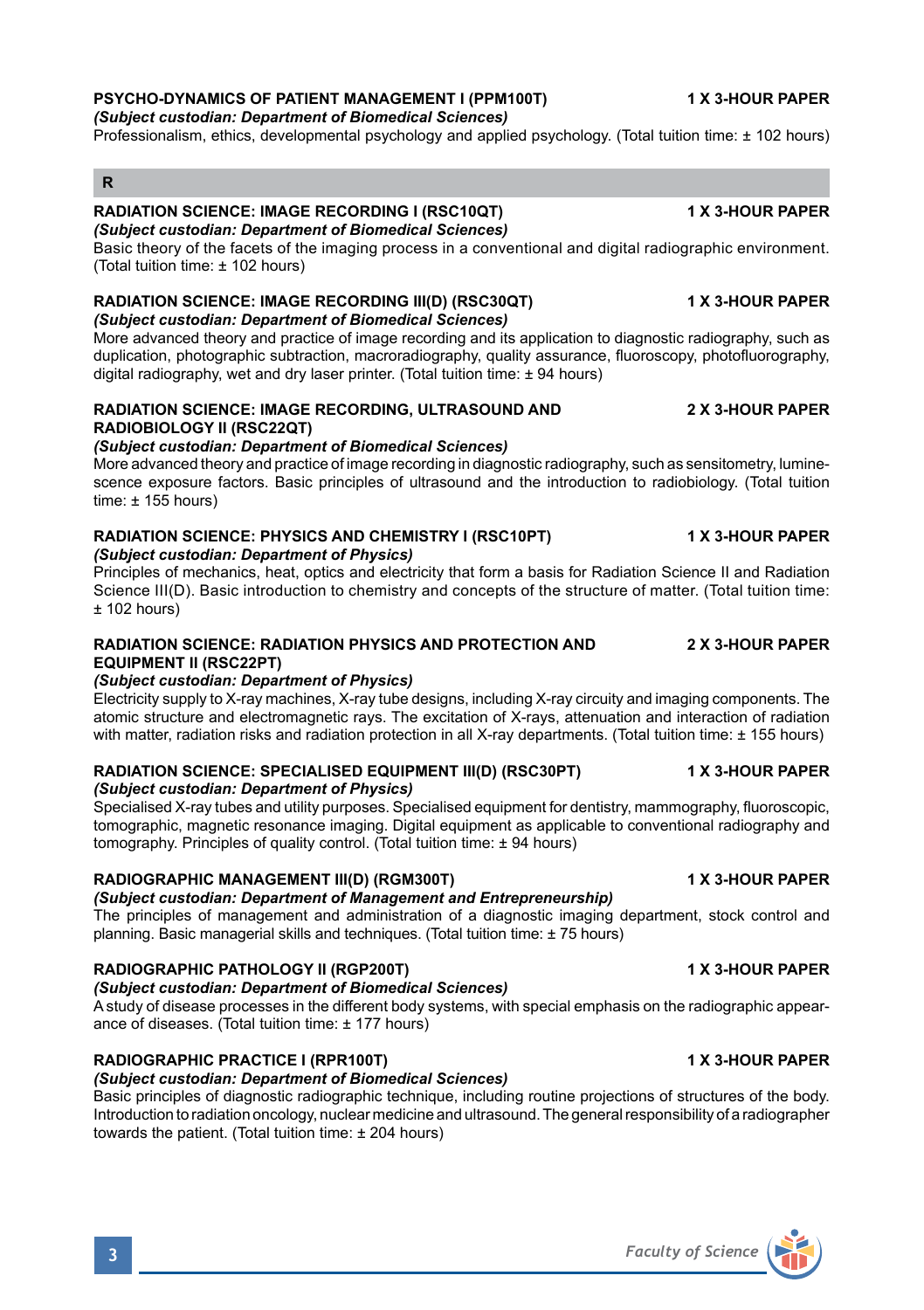**PSYCHO-DYNAMICS OF PATIENT MANAGEMENT I (PPM100T)** **1 X 3-HOUR PAPER**
***(Subject custodian: Department of Biomedical Sciences)***
Professionalism, ethics, developmental psychology and applied psychology. (Total tuition time: ± 102 hours)

## R

**RADIATION SCIENCE: IMAGE RECORDING I (RSC10QT)** **1 X 3-HOUR PAPER**
***(Subject custodian: Department of Biomedical Sciences)***
Basic theory of the facets of the imaging process in a conventional and digital radiographic environment. (Total tuition time: ± 102 hours)

**RADIATION SCIENCE: IMAGE RECORDING III(D) (RSC30QT)** **1 X 3-HOUR PAPER**
***(Subject custodian: Department of Biomedical Sciences)***
More advanced theory and practice of image recording and its application to diagnostic radiography, such as duplication, photographic subtraction, macroradiography, quality assurance, fluoroscopy, photofluorography, digital radiography, wet and dry laser printer. (Total tuition time: ± 94 hours)

**RADIATION SCIENCE: IMAGE RECORDING, ULTRASOUND AND RADIOBIOLOGY II (RSC22QT)** **2 X 3-HOUR PAPER**
***(Subject custodian: Department of Biomedical Sciences)***
More advanced theory and practice of image recording in diagnostic radiography, such as sensitometry, luminescence exposure factors. Basic principles of ultrasound and the introduction to radiobiology. (Total tuition time: ± 155 hours)

**RADIATION SCIENCE: PHYSICS AND CHEMISTRY I (RSC10PT)** **1 X 3-HOUR PAPER**
***(Subject custodian: Department of Physics)***
Principles of mechanics, heat, optics and electricity that form a basis for Radiation Science II and Radiation Science III(D). Basic introduction to chemistry and concepts of the structure of matter. (Total tuition time: ± 102 hours)

**RADIATION SCIENCE: RADIATION PHYSICS AND PROTECTION AND EQUIPMENT II (RSC22PT)** **2 X 3-HOUR PAPER**
***(Subject custodian: Department of Physics)***
Electricity supply to X-ray machines, X-ray tube designs, including X-ray circuity and imaging components. The atomic structure and electromagnetic rays. The excitation of X-rays, attenuation and interaction of radiation with matter, radiation risks and radiation protection in all X-ray departments. (Total tuition time: ± 155 hours)

**RADIATION SCIENCE: SPECIALISED EQUIPMENT III(D) (RSC30PT)** **1 X 3-HOUR PAPER**
***(Subject custodian: Department of Physics)***
Specialised X-ray tubes and utility purposes. Specialised equipment for dentistry, mammography, fluoroscopic, tomographic, magnetic resonance imaging. Digital equipment as applicable to conventional radiography and tomography. Principles of quality control. (Total tuition time: ± 94 hours)

**RADIOGRAPHIC MANAGEMENT III(D) (RGM300T)** **1 X 3-HOUR PAPER**
***(Subject custodian: Department of Management and Entrepreneurship)***
The principles of management and administration of a diagnostic imaging department, stock control and planning. Basic managerial skills and techniques. (Total tuition time: ± 75 hours)

**RADIOGRAPHIC PATHOLOGY II (RGP200T)** **1 X 3-HOUR PAPER**
***(Subject custodian: Department of Biomedical Sciences)***
A study of disease processes in the different body systems, with special emphasis on the radiographic appearance of diseases. (Total tuition time: ± 177 hours)

**RADIOGRAPHIC PRACTICE I (RPR100T)** **1 X 3-HOUR PAPER**
***(Subject custodian: Department of Biomedical Sciences)***
Basic principles of diagnostic radiographic technique, including routine projections of structures of the body. Introduction to radiation oncology, nuclear medicine and ultrasound. The general responsibility of a radiographer towards the patient. (Total tuition time: ± 204 hours)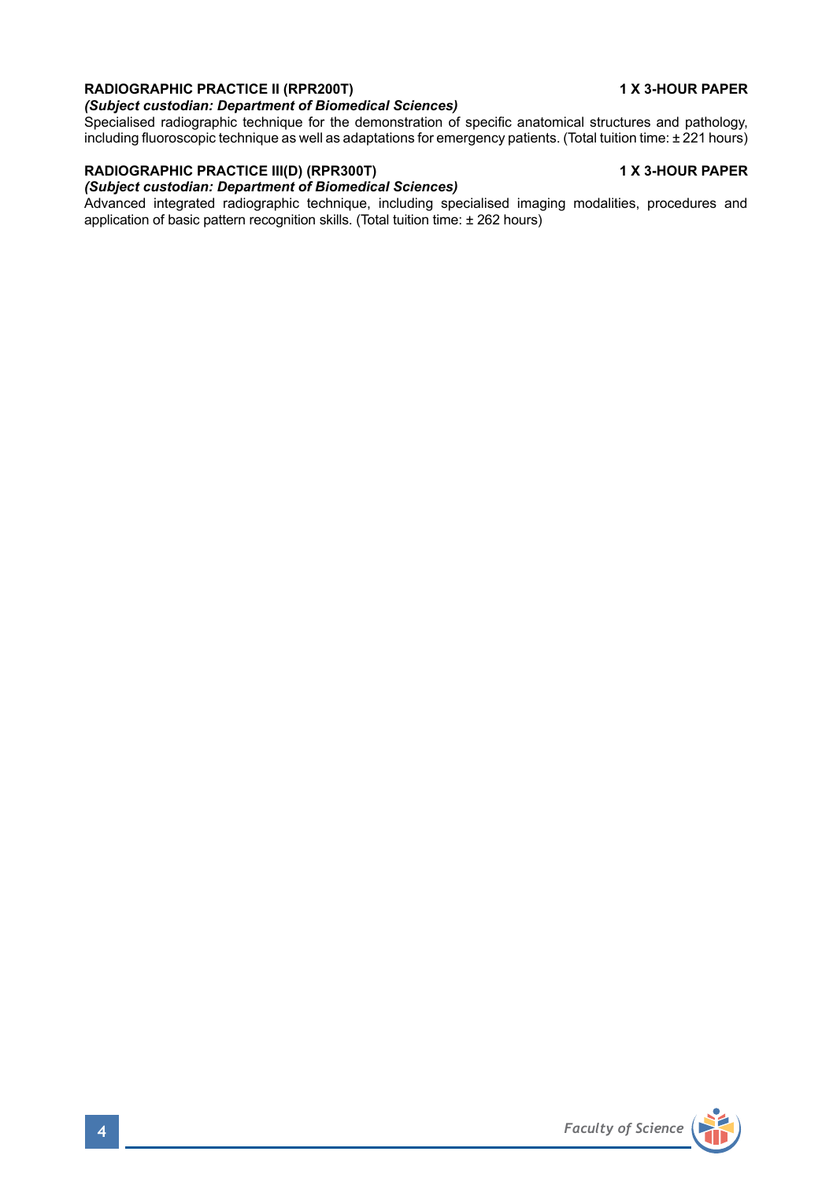**RADIOGRAPHIC PRACTICE II (RPR200T) 1 X 3-HOUR PAPER**

***(Subject custodian: Department of Biomedical Sciences)***

Specialised radiographic technique for the demonstration of specific anatomical structures and pathology, including fluoroscopic technique as well as adaptations for emergency patients. (Total tuition time: ± 221 hours)

**RADIOGRAPHIC PRACTICE III(D) (RPR300T) 1 X 3-HOUR PAPER**

***(Subject custodian: Department of Biomedical Sciences)***

Advanced integrated radiographic technique, including specialised imaging modalities, procedures and application of basic pattern recognition skills. (Total tuition time: ± 262 hours)